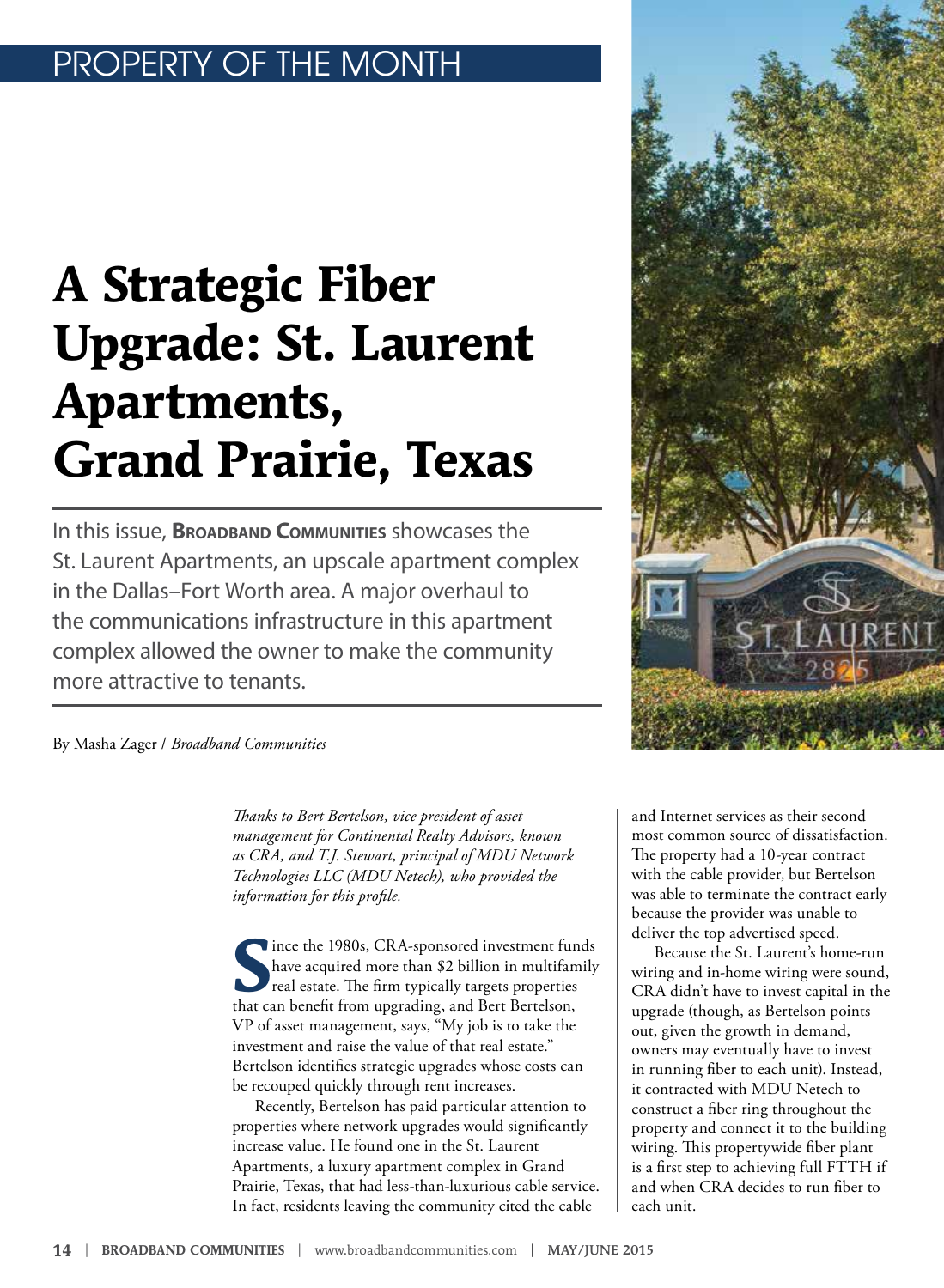PROPERTY OF THE MONTH

# A Strategic Fiber Upgrade: St. Laurent Apartments, Grand Prairie, Texas

In this issue, **Broadband Communities** showcases the St. Laurent Apartments, an upscale apartment complex in the Dallas–Fort Worth area. A major overhaul to the communications infrastructure in this apartment complex allowed the owner to make the community more attractive to tenants.

By Masha Zager / *Broadband Communities*

*Thanks to Bert Bertelson, vice president of asset management for Continental Realty Advisors, known as CRA, and T.J. Stewart, principal of MDU Network Technologies LLC (MDU Netech), who provided the information for this profile.*

Since the 1980s, CRA-sponsored investment funds have acquired more than $2 billion in multifamily real estate. The firm typically targets properties that can benefit from upgrading, and Bert Bertelson, VP of asset management, says, "My job is to take the investment and raise the value of that real estate." Bertelson identifies strategic upgrades whose costs can be recouped quickly through rent increases.

Recently, Bertelson has paid particular attention to properties where network upgrades would significantly increase value. He found one in the St. Laurent Apartments, a luxury apartment complex in Grand Prairie, Texas, that had less-than-luxurious cable service. In fact, residents leaving the community cited the cable and Internet services as their second most common source of dissatisfaction. The property had a 10-year contract with the cable provider, but Bertelson was able to terminate the contract early because the provider was unable to deliver the top advertised speed.

Because the St. Laurent's home-run wiring and in-home wiring were sound, CRA didn't have to invest capital in the upgrade (though, as Bertelson points out, given the growth in demand, owners may eventually have to invest in running fiber to each unit). Instead, it contracted with MDU Netech to construct a fiber ring throughout the property and connect it to the building wiring. This propertywide fiber plant is a first step to achieving full FTTH if and when CRA decides to run fiber to each unit.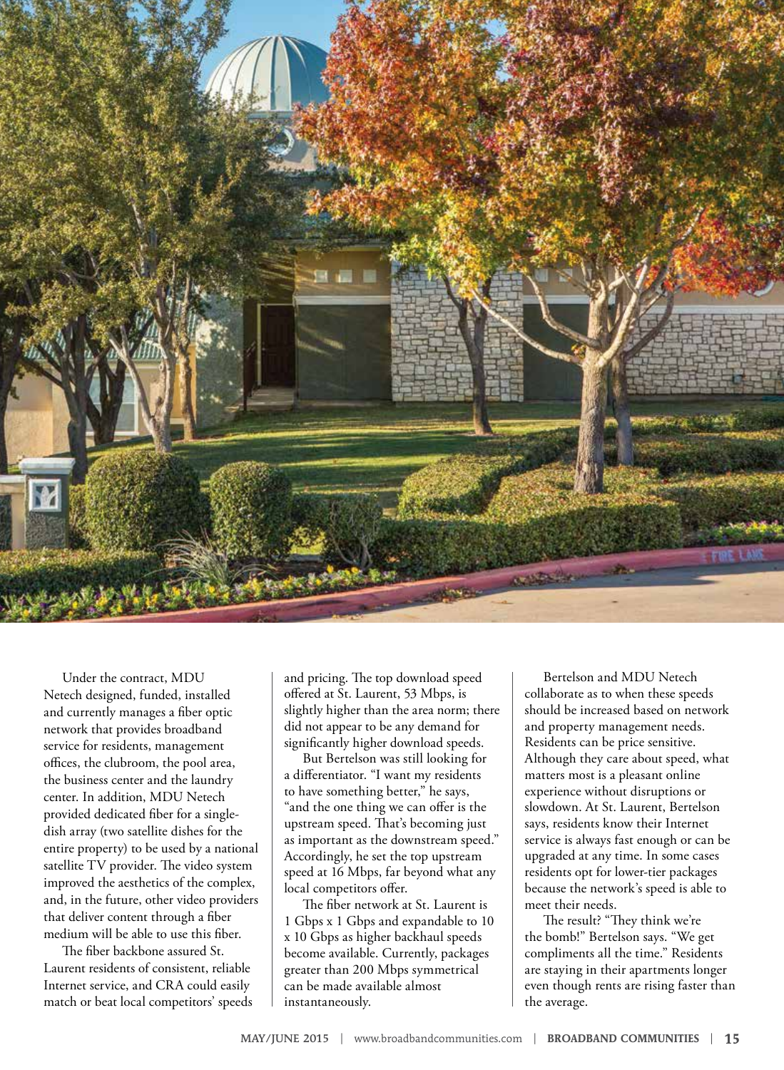Under the contract, MDU Netech designed, funded, installed and currently manages a fiber optic network that provides broadband service for residents, management offices, the clubroom, the pool area, the business center and the laundry center. In addition, MDU Netech provided dedicated fiber for a single-dish array (two satellite dishes for the entire property) to be used by a national satellite TV provider. The video system improved the aesthetics of the complex, and, in the future, other video providers that deliver content through a fiber medium will be able to use this fiber.

The fiber backbone assured St. Laurent residents of consistent, reliable Internet service, and CRA could easily match or beat local competitors' speeds and pricing. The top download speed offered at St. Laurent, 53 Mbps, is slightly higher than the area norm; there did not appear to be any demand for significantly higher download speeds.

But Bertelson was still looking for a differentiator. "I want my residents to have something better," he says, "and the one thing we can offer is the upstream speed. That's becoming just as important as the downstream speed." Accordingly, he set the top upstream speed at 16 Mbps, far beyond what any local competitors offer.

The fiber network at St. Laurent is 1 Gbps x 1 Gbps and expandable to 10 x 10 Gbps as higher backhaul speeds become available. Currently, packages greater than 200 Mbps symmetrical can be made available almost instantaneously.

Bertelson and MDU Netech collaborate as to when these speeds should be increased based on network and property management needs. Residents can be price sensitive. Although they care about speed, what matters most is a pleasant online experience without disruptions or slowdown. At St. Laurent, Bertelson says, residents know their Internet service is always fast enough or can be upgraded at any time. In some cases residents opt for lower-tier packages because the network's speed is able to meet their needs.

The result? "They think we're the bomb!" Bertelson says. "We get compliments all the time." Residents are staying in their apartments longer even though rents are rising faster than the average.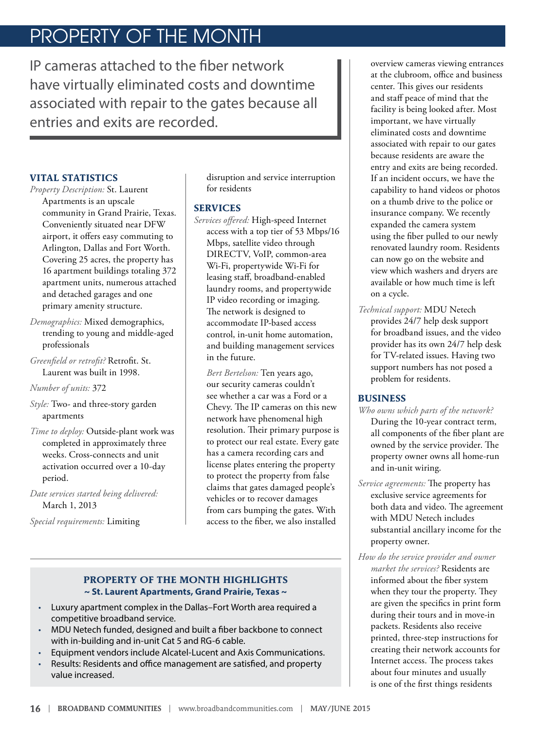# PROPERTY OF THE MONTH

IP cameras attached to the fiber network have virtually eliminated costs and downtime associated with repair to the gates because all entries and exits are recorded.

## VITAL STATISTICS

*Property Description:* St. Laurent Apartments is an upscale community in Grand Prairie, Texas. Conveniently situated near DFW airport, it offers easy commuting to Arlington, Dallas and Fort Worth. Covering 25 acres, the property has 16 apartment buildings totaling 372 apartment units, numerous attached and detached garages and one primary amenity structure.

*Demographics:* Mixed demographics, trending to young and middle-aged professionals

*Greenfield or retrofit?* Retrofit. St. Laurent was built in 1998.

*Number of units:* 372

*Style:* Two- and three-story garden apartments

*Time to deploy:* Outside-plant work was completed in approximately three weeks. Cross-connects and unit activation occurred over a 10-day period.

*Date services started being delivered:* March 1, 2013

*Special requirements:* Limiting disruption and service interruption for residents

## SERVICES

*Services offered:* High-speed Internet access with a top tier of 53 Mbps/16 Mbps, satellite video through DIRECTV, VoIP, common-area Wi-Fi, propertywide Wi-Fi for leasing staff, broadband-enabled laundry rooms, and propertywide IP video recording or imaging. The network is designed to accommodate IP-based access control, in-unit home automation, and building management services in the future.

*Bert Bertelson:* Ten years ago, our security cameras couldn't see whether a car was a Ford or a Chevy. The IP cameras on this new network have phenomenal high resolution. Their primary purpose is to protect our real estate. Every gate has a camera recording cars and license plates entering the property to protect the property from false claims that gates damaged people's vehicles or to recover damages from cars bumping the gates. With access to the fiber, we also installed overview cameras viewing entrances at the clubroom, office and business center. This gives our residents and staff peace of mind that the facility is being looked after. Most important, we have virtually eliminated costs and downtime associated with repair to our gates because residents are aware the entry and exits are being recorded. If an incident occurs, we have the capability to hand videos or photos on a thumb drive to the police or insurance company. We recently expanded the camera system using the fiber pulled to our newly renovated laundry room. Residents can now go on the website and view which washers and dryers are available or how much time is left on a cycle.

*Technical support:* MDU Netech provides 24/7 help desk support for broadband issues, and the video provider has its own 24/7 help desk for TV-related issues. Having two support numbers has not posed a problem for residents.

## BUSINESS

*Who owns which parts of the network?* During the 10-year contract term, all components of the fiber plant are owned by the service provider. The property owner owns all home-run and in-unit wiring.

*Service agreements:* The property has exclusive service agreements for both data and video. The agreement with MDU Netech includes substantial ancillary income for the property owner.

*How do the service provider and owner market the services?* Residents are informed about the fiber system when they tour the property. They are given the specifics in print form during their tours and in move-in packets. Residents also receive printed, three-step instructions for creating their network accounts for Internet access. The process takes about four minutes and usually is one of the first things residents

---

### PROPERTY OF THE MONTH HIGHLIGHTS
**~ St. Laurent Apartments, Grand Prairie, Texas ~**

- Luxury apartment complex in the Dallas–Fort Worth area required a competitive broadband service.
- MDU Netech funded, designed and built a fiber backbone to connect with in-building and in-unit Cat 5 and RG-6 cable.
- Equipment vendors include Alcatel-Lucent and Axis Communications.
- Results: Residents and office management are satisfied, and property value increased.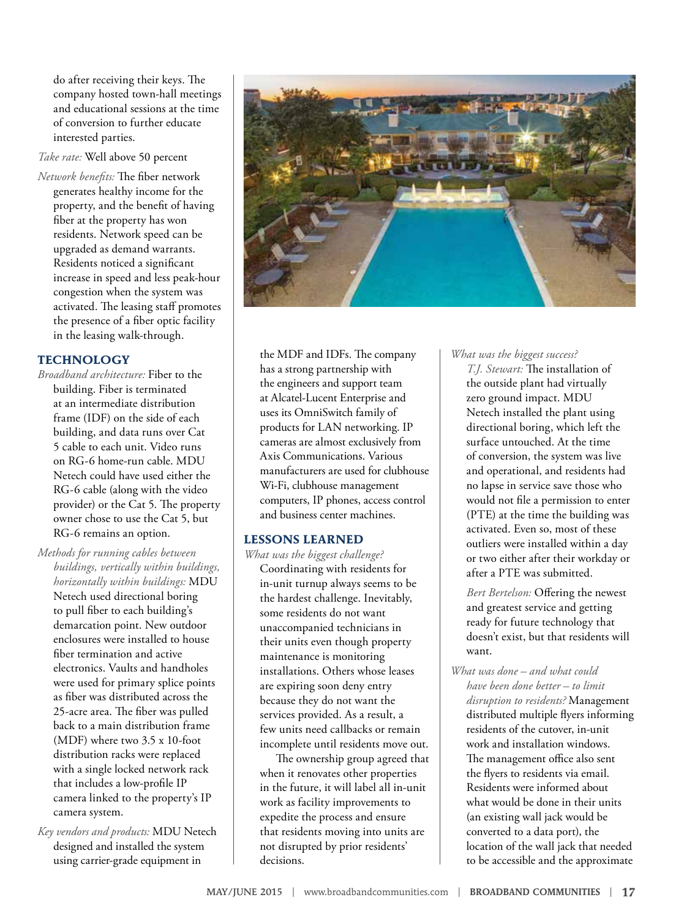do after receiving their keys. The company hosted town-hall meetings and educational sessions at the time of conversion to further educate interested parties.

*Take rate:* Well above 50 percent

*Network benefits:* The fiber network generates healthy income for the property, and the benefit of having fiber at the property has won residents. Network speed can be upgraded as demand warrants. Residents noticed a significant increase in speed and less peak-hour congestion when the system was activated. The leasing staff promotes the presence of a fiber optic facility in the leasing walk-through.

## TECHNOLOGY

*Broadband architecture:* Fiber to the building. Fiber is terminated at an intermediate distribution frame (IDF) on the side of each building, and data runs over Cat 5 cable to each unit. Video runs on RG-6 home-run cable. MDU Netech could have used either the RG-6 cable (along with the video provider) or the Cat 5. The property owner chose to use the Cat 5, but RG-6 remains an option.

*Methods for running cables between buildings, vertically within buildings, horizontally within buildings:* MDU Netech used directional boring to pull fiber to each building's demarcation point. New outdoor enclosures were installed to house fiber termination and active electronics. Vaults and handholes were used for primary splice points as fiber was distributed across the 25-acre area. The fiber was pulled back to a main distribution frame (MDF) where two 3.5 x 10-foot distribution racks were replaced with a single locked network rack that includes a low-profile IP camera linked to the property's IP camera system.

*Key vendors and products:* MDU Netech designed and installed the system using carrier-grade equipment in the MDF and IDFs. The company has a strong partnership with the engineers and support team at Alcatel-Lucent Enterprise and uses its OmniSwitch family of products for LAN networking. IP cameras are almost exclusively from Axis Communications. Various manufacturers are used for clubhouse Wi-Fi, clubhouse management computers, IP phones, access control and business center machines.

## LESSONS LEARNED

*What was the biggest challenge?* Coordinating with residents for in-unit turnup always seems to be the hardest challenge. Inevitably, some residents do not want unaccompanied technicians in their units even though property maintenance is monitoring installations. Others whose leases are expiring soon deny entry because they do not want the services provided. As a result, a few units need callbacks or remain incomplete until residents move out.

The ownership group agreed that when it renovates other properties in the future, it will label all in-unit work as facility improvements to expedite the process and ensure that residents moving into units are not disrupted by prior residents' decisions.

*What was the biggest success?*

*T.J. Stewart:* The installation of the outside plant had virtually zero ground impact. MDU Netech installed the plant using directional boring, which left the surface untouched. At the time of conversion, the system was live and operational, and residents had no lapse in service save those who would not file a permission to enter (PTE) at the time the building was activated. Even so, most of these outliers were installed within a day or two either after their workday or after a PTE was submitted.

*Bert Bertelson:* Offering the newest and greatest service and getting ready for future technology that doesn't exist, but that residents will want.

*What was done – and what could have been done better – to limit disruption to residents?* Management distributed multiple flyers informing residents of the cutover, in-unit work and installation windows. The management office also sent the flyers to residents via email. Residents were informed about what would be done in their units (an existing wall jack would be converted to a data port), the location of the wall jack that needed to be accessible and the approximate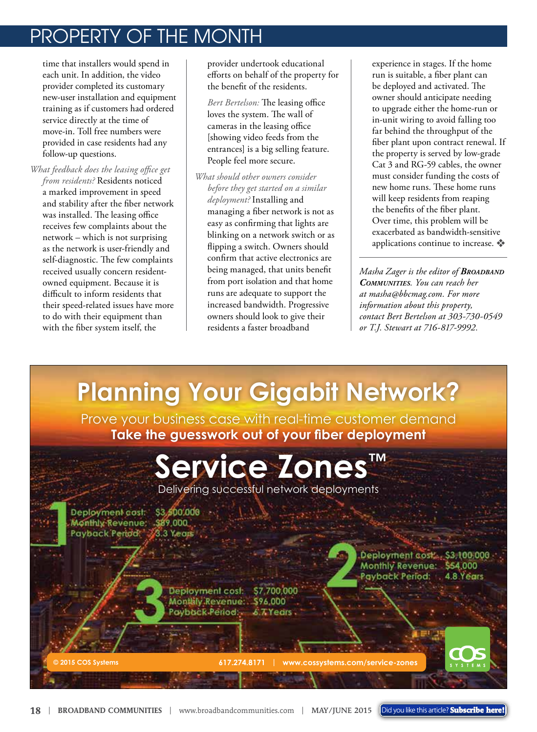time that installers would spend in each unit. In addition, the video provider completed its customary new-user installation and equipment training as if customers had ordered service directly at the time of move-in. Toll free numbers were provided in case residents had any follow-up questions.

*What feedback does the leasing office get from residents?* Residents noticed a marked improvement in speed and stability after the fiber network was installed. The leasing office receives few complaints about the network – which is not surprising as the network is user-friendly and self-diagnostic. The few complaints received usually concern resident-owned equipment. Because it is difficult to inform residents that their speed-related issues have more to do with their equipment than with the fiber system itself, the provider undertook educational efforts on behalf of the property for the benefit of the residents.

*Bert Bertelson:* The leasing office loves the system. The wall of cameras in the leasing office [showing video feeds from the entrances] is a big selling feature. People feel more secure.

*What should other owners consider before they get started on a similar deployment?* Installing and managing a fiber network is not as easy as confirming that lights are blinking on a network switch or as flipping a switch. Owners should confirm that active electronics are being managed, that units benefit from port isolation and that home runs are adequate to support the increased bandwidth. Progressive owners should look to give their residents a faster broadband experience in stages. If the home run is suitable, a fiber plant can be deployed and activated. The owner should anticipate needing to upgrade either the home-run or in-unit wiring to avoid falling too far behind the throughput of the fiber plant upon contract renewal. If the property is served by low-grade Cat 3 and RG-59 cables, the owner must consider funding the costs of new home runs. These home runs will keep residents from reaping the benefits of the fiber plant. Over time, this problem will be exacerbated as bandwidth-sensitive applications continue to increase. ❖

*Masha Zager is the editor of* ***Broadband Communities****. You can reach her at masha@bbcmag.com. For more information about this property, contact Bert Bertelson at 303-730-0549 or T.J. Stewart at 716-817-9992.*

# Planning Your Gigabit Network?

Prove your business case with real-time customer demand

**Take the guesswork out of your fiber deployment**

## Service Zones™

Delivering successful network deployments

1 Deployment cost: $3,500,000
Monthly Revenue: $89,000
Payback Period: 3.3 Years

2 Deployment cost: $3,100,000
Monthly Revenue: $54,000
Payback Period: 4.8 Years

3 Deployment cost: $7,700,000
Monthly Revenue: $96,000
Payback Period: 6.7 Years

© 2015 COS Systems | 617.274.8171 | www.cossystems.com/service-zones

COS SYSTEMS